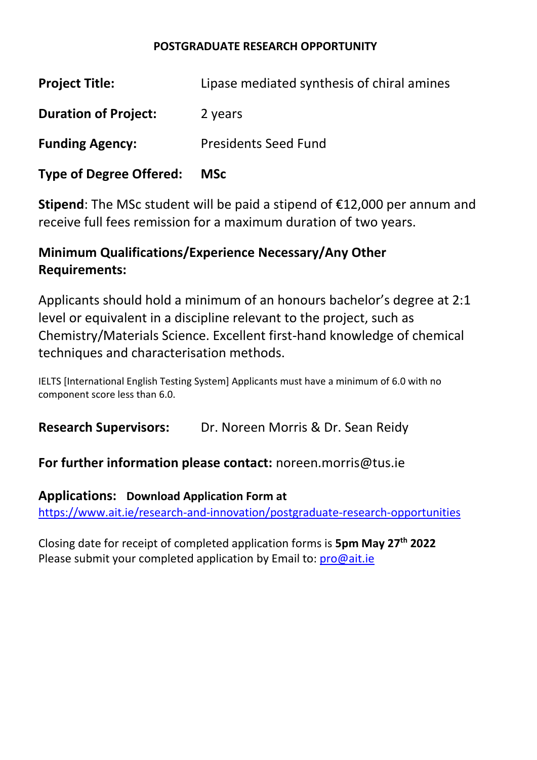**POSTGRADUATE RESEARCH OPPORTUNITY**

**Project Title:** Lipase mediated synthesis of chiral amines

**Duration of Project:** 2 years

**Funding Agency:** Presidents Seed Fund

**Type of Degree Offered:** **MSc**

**Stipend**: The MSc student will be paid a stipend of €12,000 per annum and receive full fees remission for a maximum duration of two years.

**Minimum Qualifications/Experience Necessary/Any Other Requirements:**

Applicants should hold a minimum of an honours bachelor's degree at 2:1 level or equivalent in a discipline relevant to the project, such as Chemistry/Materials Science. Excellent first-hand knowledge of chemical techniques and characterisation methods.

IELTS [International English Testing System] Applicants must have a minimum of 6.0 with no component score less than 6.0.

**Research Supervisors:** Dr. Noreen Morris & Dr. Sean Reidy

**For further information please contact:** noreen.morris@tus.ie

**Applications: Download Application Form at**
https://www.ait.ie/research-and-innovation/postgraduate-research-opportunities

Closing date for receipt of completed application forms is **5pm May 27th 2022**
Please submit your completed application by Email to: pro@ait.ie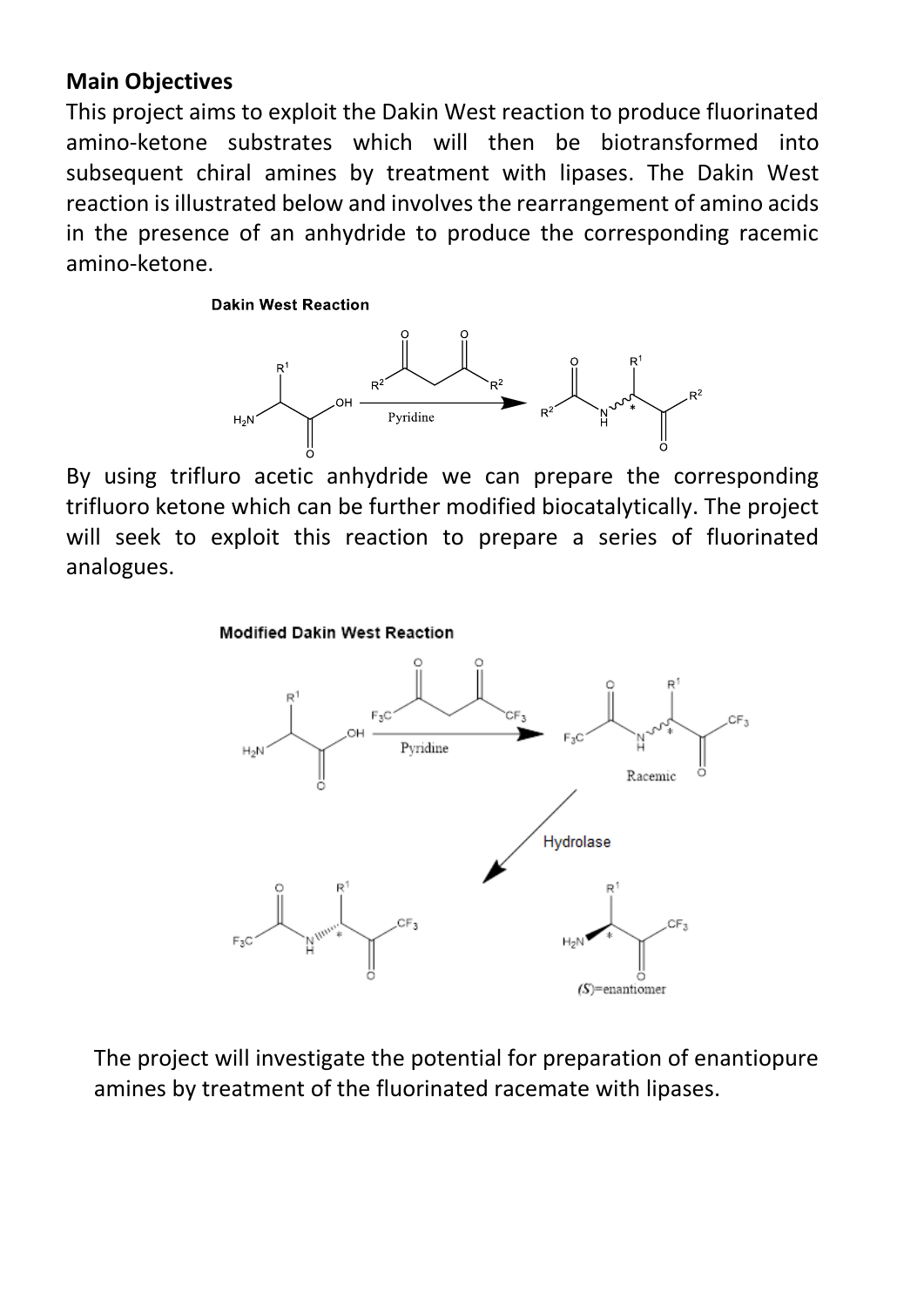**Main Objectives**

This project aims to exploit the Dakin West reaction to produce fluorinated amino-ketone substrates which will then be biotransformed into subsequent chiral amines by treatment with lipases. The Dakin West reaction is illustrated below and involves the rearrangement of amino acids in the presence of an anhydride to produce the corresponding racemic amino-ketone.

**Dakin West Reaction**

Pyridine

By using trifluro acetic anhydride we can prepare the corresponding trifluoro ketone which can be further modified biocatalytically. The project will seek to exploit this reaction to prepare a series of fluorinated analogues.

**Modified Dakin West Reaction**

Pyridine

Racemic

Hydrolase

(S)=enantiomer

The project will investigate the potential for preparation of enantiopure amines by treatment of the fluorinated racemate with lipases.